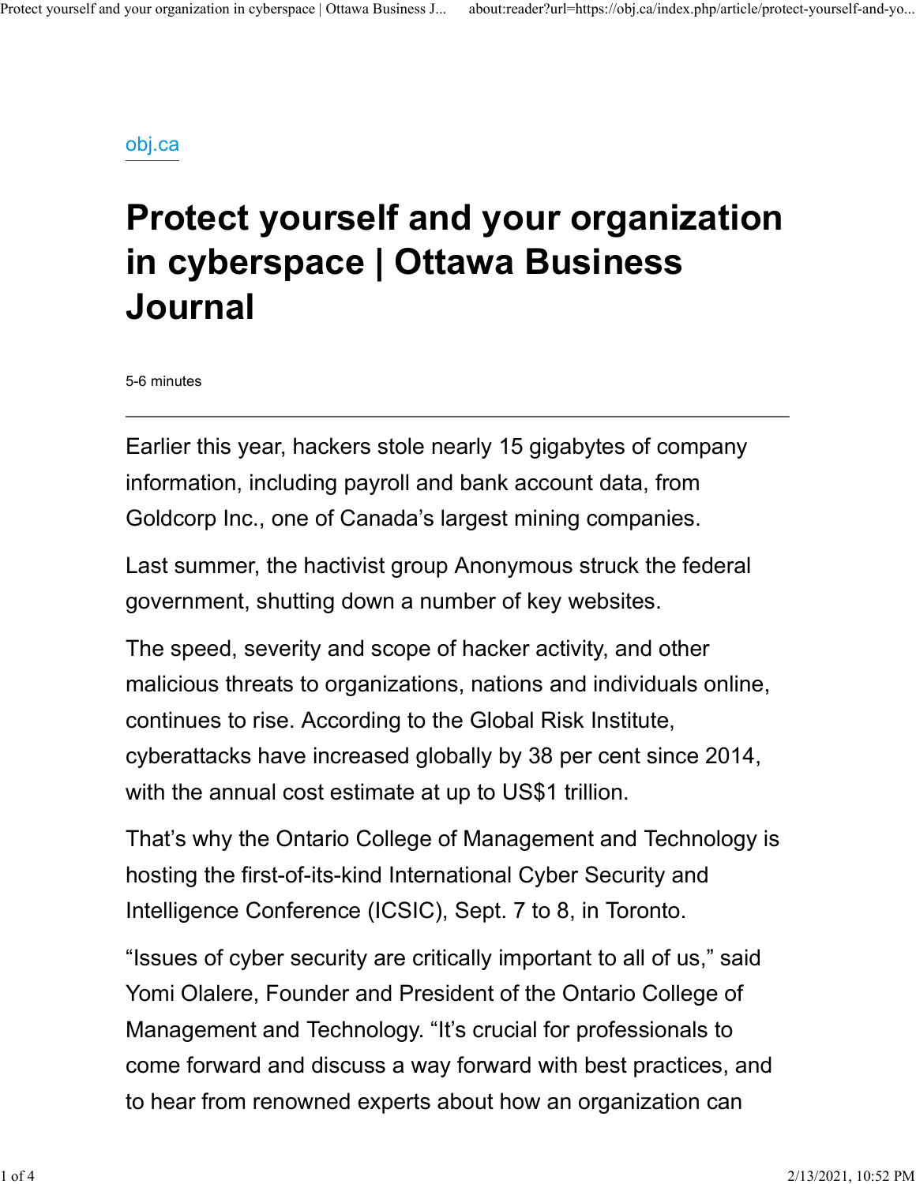obj.ca

# Protect yourself and your organization in cyberspace | Ottawa Business Journal

5-6 minutes

---

Earlier this year, hackers stole nearly 15 gigabytes of company information, including payroll and bank account data, from Goldcorp Inc., one of Canada's largest mining companies.

Last summer, the hactivist group Anonymous struck the federal government, shutting down a number of key websites.

The speed, severity and scope of hacker activity, and other malicious threats to organizations, nations and individuals online, continues to rise. According to the Global Risk Institute, cyberattacks have increased globally by 38 per cent since 2014, with the annual cost estimate at up to US$1 trillion.

That's why the Ontario College of Management and Technology is hosting the first-of-its-kind International Cyber Security and Intelligence Conference (ICSIC), Sept. 7 to 8, in Toronto.

"Issues of cyber security are critically important to all of us," said Yomi Olalere, Founder and President of the Ontario College of Management and Technology. "It's crucial for professionals to come forward and discuss a way forward with best practices, and to hear from renowned experts about how an organization can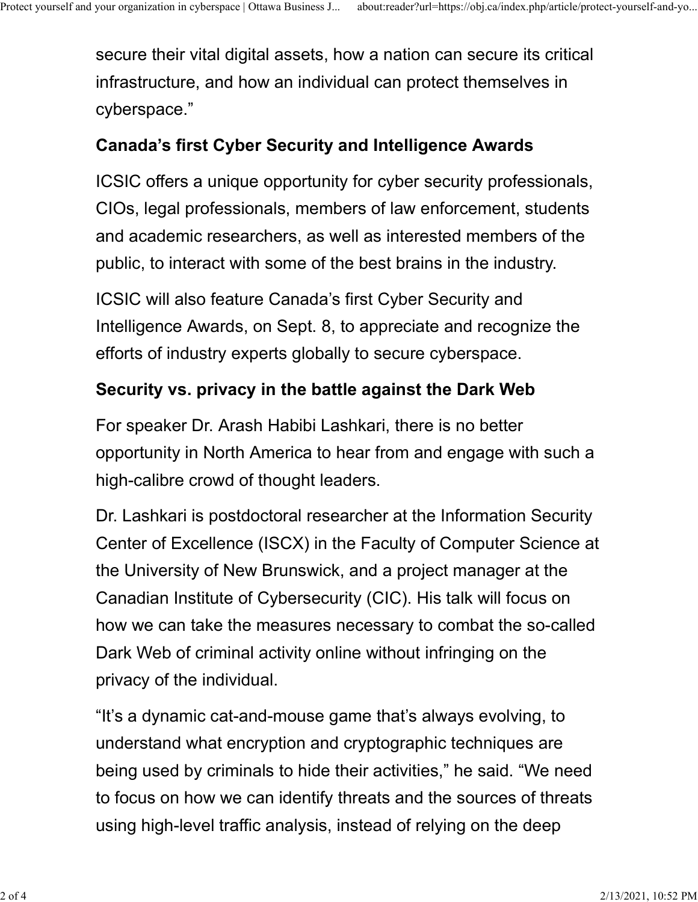secure their vital digital assets, how a nation can secure its critical infrastructure, and how an individual can protect themselves in cyberspace."

### Canada's first Cyber Security and Intelligence Awards

ICSIC offers a unique opportunity for cyber security professionals, CIOs, legal professionals, members of law enforcement, students and academic researchers, as well as interested members of the public, to interact with some of the best brains in the industry.

ICSIC will also feature Canada's first Cyber Security and Intelligence Awards, on Sept. 8, to appreciate and recognize the efforts of industry experts globally to secure cyberspace.

### Security vs. privacy in the battle against the Dark Web

For speaker Dr. Arash Habibi Lashkari, there is no better opportunity in North America to hear from and engage with such a high-calibre crowd of thought leaders.

Dr. Lashkari is postdoctoral researcher at the Information Security Center of Excellence (ISCX) in the Faculty of Computer Science at the University of New Brunswick, and a project manager at the Canadian Institute of Cybersecurity (CIC). His talk will focus on how we can take the measures necessary to combat the so-called Dark Web of criminal activity online without infringing on the privacy of the individual.

"It's a dynamic cat-and-mouse game that's always evolving, to understand what encryption and cryptographic techniques are being used by criminals to hide their activities," he said. "We need to focus on how we can identify threats and the sources of threats using high-level traffic analysis, instead of relying on the deep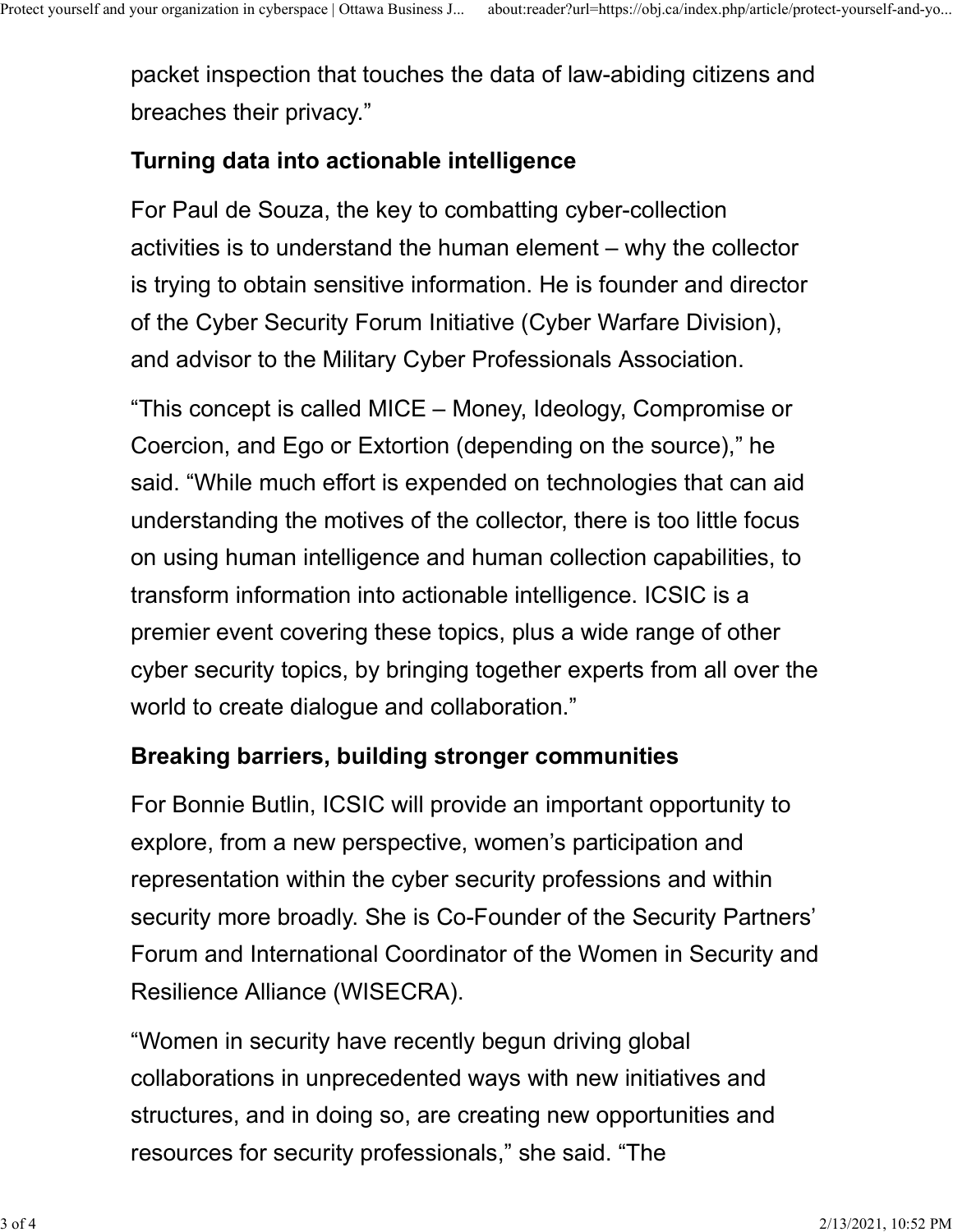packet inspection that touches the data of law-abiding citizens and breaches their privacy."

**Turning data into actionable intelligence**

For Paul de Souza, the key to combatting cyber-collection activities is to understand the human element – why the collector is trying to obtain sensitive information. He is founder and director of the Cyber Security Forum Initiative (Cyber Warfare Division), and advisor to the Military Cyber Professionals Association.

"This concept is called MICE – Money, Ideology, Compromise or Coercion, and Ego or Extortion (depending on the source)," he said. "While much effort is expended on technologies that can aid understanding the motives of the collector, there is too little focus on using human intelligence and human collection capabilities, to transform information into actionable intelligence. ICSIC is a premier event covering these topics, plus a wide range of other cyber security topics, by bringing together experts from all over the world to create dialogue and collaboration."

**Breaking barriers, building stronger communities**

For Bonnie Butlin, ICSIC will provide an important opportunity to explore, from a new perspective, women's participation and representation within the cyber security professions and within security more broadly. She is Co-Founder of the Security Partners' Forum and International Coordinator of the Women in Security and Resilience Alliance (WISECRA).

"Women in security have recently begun driving global collaborations in unprecedented ways with new initiatives and structures, and in doing so, are creating new opportunities and resources for security professionals," she said. "The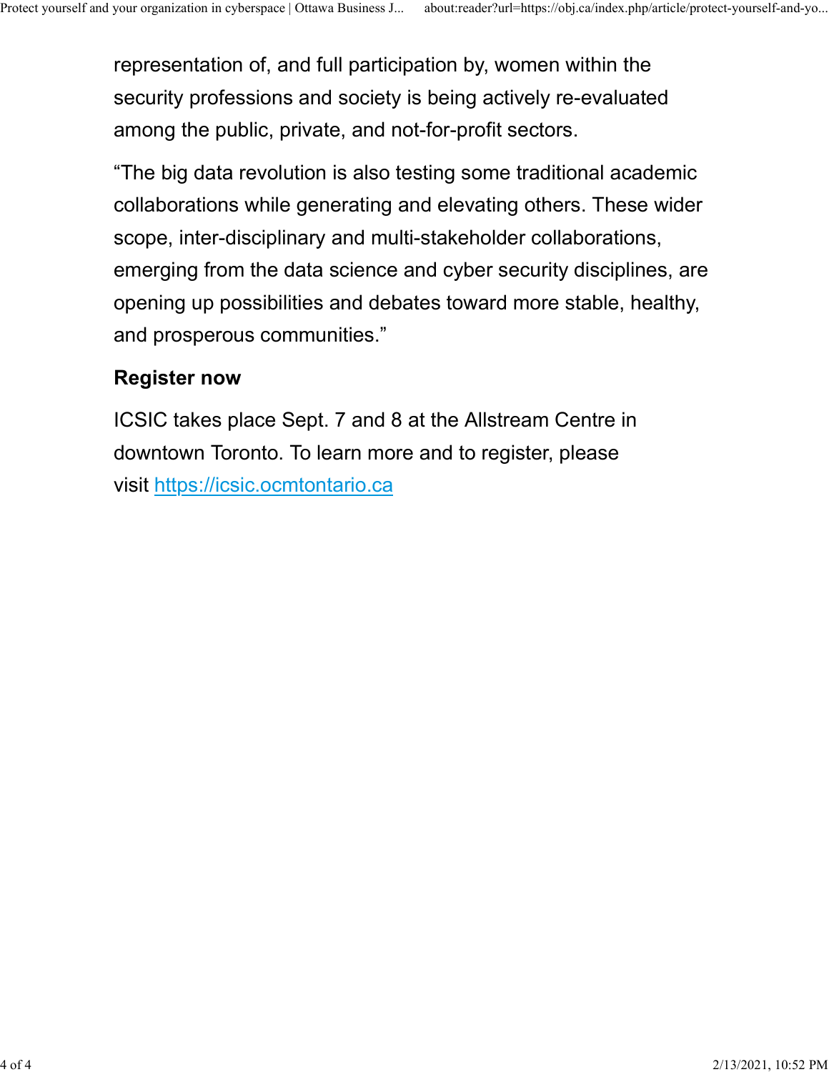representation of, and full participation by, women within the security professions and society is being actively re-evaluated among the public, private, and not-for-profit sectors.

“The big data revolution is also testing some traditional academic collaborations while generating and elevating others. These wider scope, inter-disciplinary and multi-stakeholder collaborations, emerging from the data science and cyber security disciplines, are opening up possibilities and debates toward more stable, healthy, and prosperous communities.”

**Register now**

ICSIC takes place Sept. 7 and 8 at the Allstream Centre in downtown Toronto. To learn more and to register, please visit https://icsic.ocmtontario.ca